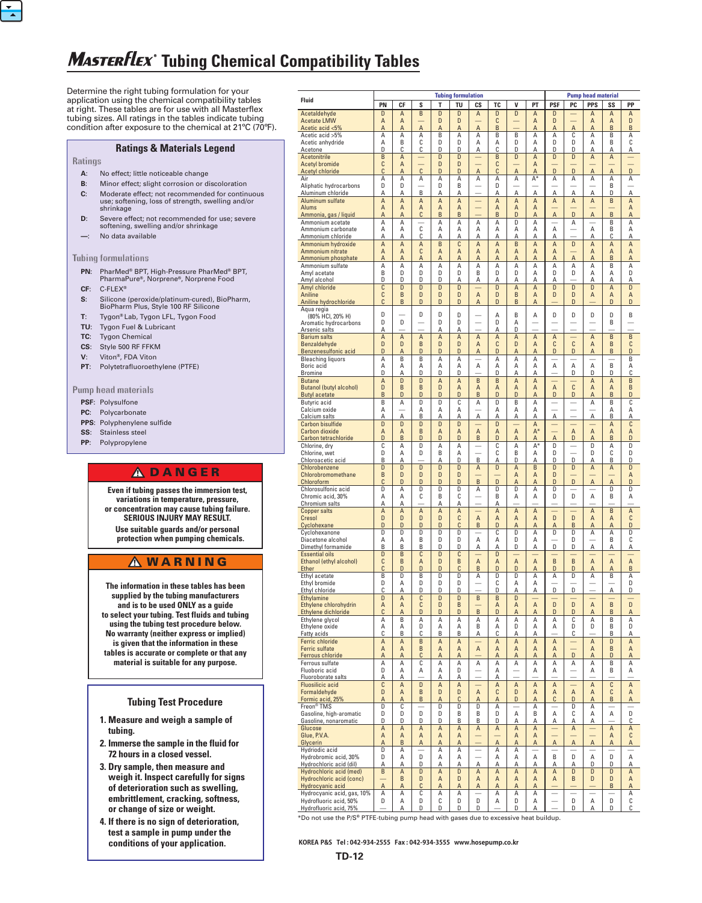# MASTERFLEX® Tubing Chemical Compatibility Tables

Determine the right tubing formulation for your application using the chemical compatibility tables at right. These tables are for use with all Masterflex tubing sizes. All ratings in the tables indicate tubing condition after exposure to the chemical at 21°C (70°F).

## Ratings & Materials Legend

### Ratings

- **A:** No effect; little noticeable change
- **B:** Minor effect; slight corrosion or discoloration
- **C:** Moderate effect; not recommended for continuous use; softening, loss of strength, swelling and/or shrinkage
- **D:** Severe effect; not recommended for use; severe softening, swelling and/or shrinkage
- **—:** No data available

### Tubing formulations

- **PN:** PharMed® BPT, High-Pressure PharMed® BPT, PharmaPure®, Norprene®, Norprene Food
- **CF:** C-FLEX®
- **S:** Silicone (peroxide/platinum-cured), BioPharm, BioPharm Plus, Style 100 RF Silicone
- **T:** Tygon® Lab, Tygon LFL, Tygon Food
- **TU:** Tygon Fuel & Lubricant
- **TC:** Tygon Chemical
- **CS:** Style 500 RF FFKM
- **V:** Viton®, FDA Viton
- **PT:** Polytetrafluoroethylene (PTFE)

### Pump head materials

- **PSF:** Polysulfone
- **PC:** Polycarbonate
- **PPS:** Polyphenylene sulfide
- **SS:** Stainless steel
- **PP:** Polypropylene

## ⚠ DANGER

**Even if tubing passes the immersion test, variations in temperature, pressure, or concentration may cause tubing failure. SERIOUS INJURY MAY RESULT.**

**Use suitable guards and/or personal protection when pumping chemicals.**

## ⚠ WARNING

**The information in these tables has been supplied by the tubing manufacturers and is to be used ONLY as a guide to select your tubing. Test fluids and tubing using the tubing test procedure below. No warranty (neither express or implied) is given that the information in these tables is accurate or complete or that any material is suitable for any purpose.**

## Tubing Test Procedure

1. Measure and weigh a sample of tubing.
2. Immerse the sample in the fluid for 72 hours in a closed vessel.
3. Dry sample, then measure and weigh it. Inspect carefully for signs of deterioration such as swelling, embrittlement, cracking, softness, or change of size or weight.
4. If there is no sign of deterioration, test a sample in pump under the conditions of your application.

| Fluid | Tubing formulation | | | | | | | | | Pump head material | | | | |
|---|---|---|---|---|---|---|---|---|---|---|---|---|---|---|
| | PN | CF | S | T | TU | CS | TC | V | PT | PSF | PC | PPS | SS | PP |
| Acetaldehyde | D | A | B | D | D | A | D | D | A | D | — | A | A | A |
| Acetate LMW | A | A | — | D | D | — | C | — | A | D | — | A | A | D |
| Acetic acid <5% | A | A | A | A | A | A | B | — | A | A | A | A | B | B |
| Acetic acid >5% | A | A | A | B | A | A | B | B | A | A | C | A | B | A |
| Acetic anhydride | A | B | C | D | D | A | A | D | A | D | D | A | B | C |
| Acetone | D | C | C | D | D | A | C | D | A | D | D | A | A | A |
| Acetonitrile | B | A | — | D | D | — | B | D | A | D | D | A | A | — |
| Acetyl bromide | C | A | — | D | D | — | C | — | A | — | — | — | — | — |
| Acetyl chloride | C | A | C | D | D | A | C | A | A | D | D | A | A | D |
| Air | A | A | A | A | A | A | A | A | A* | A | A | A | A | A |
| Aliphatic hydrocarbons | D | D | — | D | B | — | D | — | A | — | — | — | B | — |
| Aluminum chloride | A | A | B | A | A | — | A | A | A | A | A | A | D | A |
| Aluminum sulfate | A | A | A | A | A | — | A | A | A | A | A | A | B | A |
| Alums | A | A | A | A | A | — | A | A | A | — | — | — | A | A |
| Ammonia, gas / liquid | A | A | C | B | B | — | B | D | A | A | D | A | B | A |
| Ammonium acetate | A | A | — | A | A | A | A | D | A | — | A | — | B | A |
| Ammonium carbonate | A | A | C | A | A | A | A | A | A | A | — | A | B | A |
| Ammonium chloride | A | A | C | A | A | A | A | A | A | A | A | A | C | A |
| Ammonium hydroxide | A | A | A | B | C | A | A | B | A | A | D | A | A | A |
| Ammonium nitrate | A | A | C | A | A | A | A | A | A | A | — | A | A | A |
| Ammonium phosphate | A | A | A | A | A | A | A | A | A | A | A | A | B | A |
| Ammonium sulfate | A | A | A | A | A | A | A | A | A | A | A | A | B | A |
| Amyl acetate | B | D | D | D | D | B | D | D | A | D | D | A | A | D |
| Amyl alcohol | D | D | D | D | A | A | A | A | A | A | — | A | A | A |
| Amyl chloride | C | D | D | D | D | — | D | A | A | D | D | D | A | D |
| Aniline | C | B | D | D | D | A | D | B | A | D | D | A | A | D |
| Aniline hydrochloride | C | B | D | D | D | A | D | B | A | — | D | — | A | D |
| Aqua regia (80% HCl, 20% H) | D | — | D | D | D | — | A | B | A | D | D | D | D | B |
| Aromatic hydrocarbons | D | D | — | D | D | — | D | A | — | — | — | — | B | — |
| Arsenic salts | A | — | — | A | A | — | D | A | — | — | — | — | — | — |
| Barium salts | A | A | A | A | A | A | A | A | A | A | — | A | B | B |
| Benzaldehyde | D | D | B | D | D | A | C | D | A | C | C | A | B | C |
| Benzenesulfonic acid | D | A | D | D | D | A | D | A | A | D | D | A | B | D |
| Bleaching liquors | A | B | B | A | A | — | A | A | A | — | — | — | — | B |
| Boric acid | A | A | A | A | A | A | A | A | A | A | A | A | B | A |
| Bromine | D | A | D | D | D | — | D | A | A | — | D | D | D | C |
| Butane | A | D | D | A | A | B | B | A | A | — | — | A | A | B |
| Butanol (butyl alcohol) | D | B | B | D | A | A | A | A | A | A | D | A | A | A |
| Butyl acetate | B | D | D | D | D | B | D | D | A | D | D | A | B | D |
| Butyric acid | B | A | D | D | C | A | D | B | A | — | — | A | B | C |
| Calcium oxide | A | — | A | A | A | — | A | A | A | — | — | — | B | A |
| Calcium salts | A | A | B | A | A | A | A | A | A | A | — | A | B | A |
| Carbon bisulfide | D | D | D | D | D | — | D | — | A | — | — | — | A | C |
| Carbon dioxide | A | A | B | A | A | A | A | A | A* | — | A | A | A | A |
| Carbon tetrachloride | D | B | D | D | D | B | D | A | A | A | D | A | B | D |
| Chlorine, dry | C | A | D | A | A | — | C | A | A* | D | — | D | A | D |
| Chlorine, wet | D | A | D | B | A | — | C | B | A | D | — | D | C | D |
| Chloroacetic acid | B | A | — | A | D | B | A | D | A | D | D | D | B | D |
| Chlorobenzene | D | D | D | D | D | A | D | A | B | D | D | A | A | D |
| Chlorobromomethane | B | D | D | D | D | — | D | A | A | D | — | — | — | A |
| Chloroform | C | D | D | D | D | B | D | A | A | D | D | A | A | D |
| Chlorosulfonic acid | D | A | D | D | D | A | D | D | A | D | — | — | D | D |
| Chromic acid, 30% | A | A | C | B | C | — | B | A | A | D | D | A | B | A |
| Chromium salts | A | — | — | A | A | — | A | — | — | — | — | — | — | — |
| Copper salts | A | A | A | A | A | — | A | A | A | — | — | A | B | A |
| Cresol | D | A | D | D | D | C | A | A | A | D | D | A | A | C |
| Cyclohexane | D | D | D | D | C | B | D | A | A | A | B | A | A | D |
| Cyclohexanone | D | D | D | D | D | — | C | D | A | D | D | A | A | D |
| Diacetone alcohol | D | A | B | D | D | A | A | D | A | — | D | — | B | C |
| Dimethyl formamide | B | B | B | D | D | A | A | D | A | D | D | A | A | A |
| Essential oils | D | B | C | D | C | — | D | — | — | — | — | — | — | — |
| Ethanol (ethyl alcohol) | C | B | A | D | B | A | A | A | A | B | B | A | A | A |
| Ether | C | D | D | D | C | B | D | D | A | D | D | A | A | B |
| Ethyl acetate | B | D | B | D | D | A | D | D | A | A | D | A | B | A |
| Ethyl bromide | D | A | D | D | D | — | C | A | A | — | — | — | — | D |
| Ethyl chloride | C | A | D | D | D | — | D | A | A | D | D | — | A | D |
| Ethylamine | D | A | C | D | B | B | B | D | — | — | — | — | — | — |
| Ethylene chlorohydrin | A | A | C | D | B | — | A | A | A | D | D | A | B | D |
| Ethylene dichloride | C | A | D | D | D | B | D | A | A | D | D | A | B | A |
| Ethylene glycol | A | B | A | A | A | A | A | A | A | A | C | A | B | A |
| Ethylene oxide | A | A | D | A | A | B | A | D | A | A | D | D | B | D |
| Fatty acids | C | B | C | B | B | A | C | A | A | — | C | — | B | A |
| Ferric chloride | A | A | B | A | A | — | A | A | A | A | — | A | D | A |
| Ferric sulfate | A | A | B | A | A | A | A | A | A | A | — | A | B | A |
| Ferrous chloride | A | A | C | A | A | — | A | A | A | A | D | A | D | A |
| Ferrous sulfate | A | A | C | A | A | A | A | A | A | A | A | A | B | A |
| Fluoboric acid | D | A | A | A | D | — | A | A | A | A | — | A | B | A |
| Fluoroborate salts | A | A | — | A | A | — | A | — | — | — | — | — | — | — |
| Fluosilicic acid | C | A | D | A | A | — | A | A | A | A | — | A | C | A |
| Formaldehyde | D | A | B | D | D | A | C | D | A | A | A | A | C | A |
| Formic acid, 25% | C | A | B | A | A | C | A | D | A | C | D | A | B | A |
| Freon® TMS | D | C | — | D | D | D | D | D | A | — | D | A | — | — |
| Gasoline, high-aromatic | D | D | D | D | B | B | D | A | B | A | C | A | A | D |
| Gasoline, nonaromatic | D | D | D | D | B | B | D | A | A | A | A | A | — | C |
| Glucose | A | A | A | A | A | A | — | A | A | — | A | — | A | A |
| Glue, P.V.A. | A | A | A | A | A | — | A | A | A | — | — | — | A | C |
| Glycerin | A | B | A | A | A | — | A | A | A | A | A | A | A | A |
| Hydriodic acid | D | A | — | A | A | — | A | A | — | — | — | — | — | — |
| Hydrobromic acid, 30% | D | A | D | A | A | — | A | A | A | B | D | A | D | D |
| Hydrochloric acid (dil) | A | A | D | A | A | A | A | A | A | A | D | A | D | A |
| Hydrochloric acid (med) | B | A | D | A | D | A | A | A | A | A | D | D | D | A |
| Hydrochloric acid (conc) | — | B | D | A | D | A | A | A | A | A | B | D | D | A |
| Hydrocyanic acid | A | A | C | A | A | A | A | A | A | — | — | — | B | A |
| Hydrocyanic acid, gas, 10% | A | A | C | A | A | — | A | A | A | — | — | — | — | — |
| Hydrofluoric acid, 50% | D | A | D | A | C | D | A | D | A | — | D | A | D | C |
| Hydrofluoric acid, 75% | — | A | D | D | D | D | — | D | A | — | D | A | D | C |

*Do not use the P/S® PTFE-tubing pump head with gases due to excessive heat buildup.

KOREA P&S Tel: 042-934-2555 Fax: 042-934-3555 www.hosepump.co.kr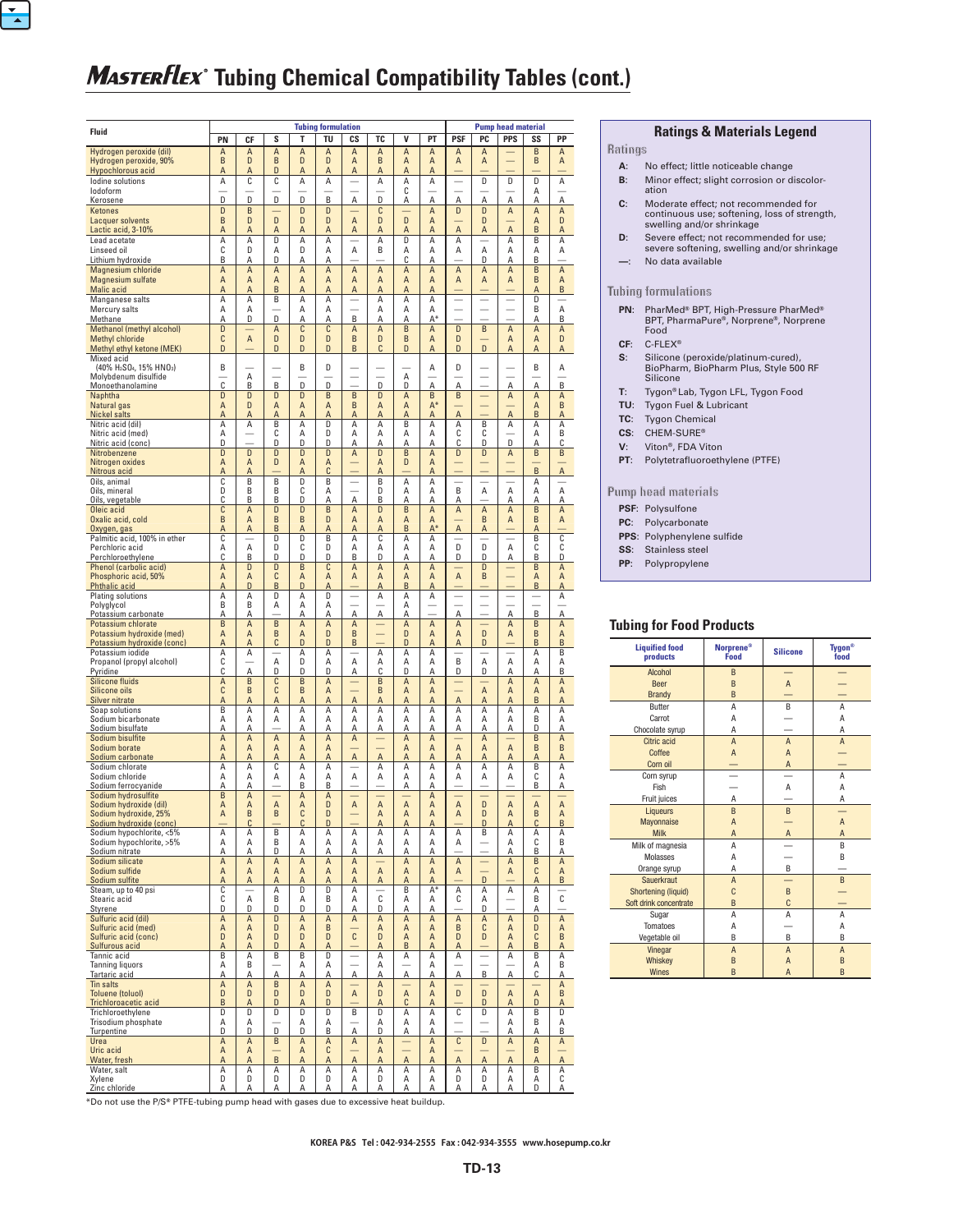# MASTERFLEX® Tubing Chemical Compatibility Tables (cont.)

| Fluid | Tubing formulation | | | | | | | | | Pump head material | | | | |
|---|---|---|---|---|---|---|---|---|---|---|---|---|---|---|
| | PN | CF | S | T | TU | CS | TC | V | PT | PSF | PC | PPS | SS | PP |
| Hydrogen peroxide (dil) | A | A | A | A | A | A | A | A | A | A | A | — | B | A |
| Hydrogen peroxide, 90% | B | D | B | D | D | A | B | A | A | A | A | — | B | A |
| Hypochlorous acid | A | A | D | A | A | A | A | A | A | — | — | — | — | — |
| Iodine solutions | A | C | C | A | A | — | A | A | A | — | D | D | D | A |
| Iodoform | — | — | — | — | — | — | — | C | — | — | — | — | A | — |
| Kerosene | D | D | D | D | B | A | D | A | A | A | A | A | A | A |
| Ketones | D | B | — | D | D | — | C | — | A | D | D | A | A | A |
| Lacquer solvents | B | D | D | D | D | A | D | D | A | — | D | — | A | D |
| Lactic acid, 3-10% | A | A | A | A | A | A | A | A | A | A | A | A | B | A |
| Lead acetate | A | A | D | A | A | — | A | D | A | A | — | A | B | A |
| Linseed oil | C | D | A | D | A | A | B | A | A | A | A | A | A | A |
| Lithium hydroxide | B | A | D | A | A | — | — | C | A | — | D | A | B | — |
| Magnesium chloride | A | A | A | A | A | A | A | A | A | A | A | A | B | A |
| Magnesium sulfate | A | A | A | A | A | A | A | A | A | A | A | A | B | A |
| Malic acid | A | A | B | A | A | A | A | A | A | — | — | — | A | B |
| Manganese salts | A | A | B | A | A | — | A | A | A | — | — | — | D | — |
| Mercury salts | A | A | — | A | A | — | A | A | A | — | — | — | B | A |
| Methane | A | D | D | A | A | B | A | A | A* | — | — | — | A | B |
| Methanol (methyl alcohol) | D | — | A | C | C | A | A | B | A | D | B | A | A | A |
| Methyl chloride | C | A | D | D | D | B | D | B | A | D | — | A | A | D |
| Methyl ethyl ketone (MEK) | D | — | D | D | D | B | C | D | A | D | D | A | A | A |
| Mixed acid (40% $H_2SO_4$, 15% $HNO_3$) | B | — | — | B | D | — | — | — | A | D | — | — | B | A |
| Molybdenum disulfide | — | A | — | — | — | — | — | A | — | — | — | — | — | — |
| Monoethanolamine | C | B | B | D | D | — | D | D | A | A | — | A | A | B |
| Naphtha | D | D | D | D | B | B | D | A | B | B | — | A | A | A |
| Natural gas | A | D | A | A | A | B | A | A | A* | — | — | — | A | B |
| Nickel salts | A | A | A | A | A | A | A | A | A | A | — | A | B | A |
| Nitric acid (dil) | A | A | B | A | D | A | A | B | A | A | B | A | A | A |
| Nitric acid (med) | A | — | C | A | D | A | A | A | A | C | C | A | A | B |
| Nitric acid (conc) | D | — | D | D | D | A | A | A | A | C | D | D | A | C |
| Nitrobenzene | D | D | D | D | D | A | D | B | A | D | D | A | B | B |
| Nitrogen oxides | A | A | D | A | A | — | A | D | A | — | — | — | — | — |
| Nitrous acid | A | A | — | A | C | — | A | — | A | — | — | — | B | A |
| Oils, animal | C | B | B | D | B | — | B | A | A | — | — | — | A | — |
| Oils, mineral | D | B | B | C | A | — | D | A | A | B | A | A | A | A |
| Oils, vegetable | C | B | B | D | A | A | B | A | A | A | — | A | A | A |
| Oleic acid | C | A | D | D | B | A | D | B | A | A | A | A | A | A |
| Oxalic acid, cold | B | A | B | B | D | A | A | A | A | — | B | A | B | A |
| Oxygen, gas | A | A | B | A | A | A | A | B | A* | A | A | — | A | — |
| Palmitic acid, 100% in ether | C | — | D | D | B | A | C | A | A | — | — | — | B | C |
| Perchloric acid | A | A | D | C | D | A | A | A | A | D | D | A | C | C |
| Perchloroethylene | C | B | D | D | D | B | D | A | A | D | D | A | B | D |
| Phenol (carbolic acid) | A | D | D | B | C | A | A | A | A | — | D | — | B | A |
| Phosphoric acid, 50% | A | A | C | A | A | A | A | A | A | A | B | — | A | A |
| Phthalic acid | A | D | B | D | A | — | A | B | A | — | — | — | B | A |
| Plating solutions | A | A | D | A | D | — | A | A | A | — | — | — | — | A |
| Polyglycol | B | B | A | A | A | — | — | A | — | — | — | — | — | — |
| Potassium carbonate | A | A | — | A | A | A | A | A | — | A | — | A | B | A |
| Potassium chlorate | B | A | B | A | A | A | — | A | A | A | — | A | B | A |
| Potassium hydroxide (med) | A | A | B | A | D | B | — | D | A | A | D | A | B | A |
| Potassium hydroxide (conc) | A | A | C | D | D | B | — | D | A | A | D | — | B | B |
| Potassium iodide | A | A | — | A | A | — | A | A | A | — | — | — | A | B |
| Propanol (propyl alcohol) | C | — | A | D | D | A | A | A | A | B | A | A | A | A |
| Pyridine | C | A | D | D | D | A | C | D | A | D | D | A | A | B |
| Silicone fluids | A | B | C | B | A | — | B | A | A | — | — | A | A | A |
| Silicone oils | C | B | C | B | A | — | B | A | A | — | A | A | A | A |
| Silver nitrate | A | A | A | A | A | A | A | A | A | A | A | A | B | A |
| Soap solutions | B | A | A | A | A | A | A | A | A | A | A | A | A | A |
| Sodium bicarbonate | A | A | A | A | A | A | A | A | A | A | A | A | B | A |
| Sodium bisulfate | A | A | — | A | A | A | A | A | A | A | A | A | D | A |
| Sodium bisulfite | A | A | A | A | A | A | — | A | A | — | A | — | B | A |
| Sodium borate | A | A | A | A | A | A | — | A | A | A | A | A | B | B |
| Sodium carbonate | A | A | A | A | A | A | A | A | A | A | A | A | A | A |
| Sodium chlorate | A | A | C | A | A | — | A | A | A | A | A | A | B | A |
| Sodium chloride | A | A | A | A | A | A | A | A | A | A | A | A | C | A |
| Sodium ferrocyanide | A | A | — | B | B | — | — | — | A | — | — | — | B | A |
| Sodium hydrosulfite | B | A | — | A | A | — | — | — | A | — | — | — | — | — |
| Sodium hydroxide (dil) | A | A | A | A | D | A | A | A | A | A | D | A | A | A |
| Sodium hydroxide, 25% | A | B | B | C | D | — | A | A | A | A | D | A | B | A |
| Sodium hydroxide (conc) | — | C | — | C | D | — | A | A | A | — | D | A | C | B |
| Sodium hypochlorite, <5% | A | A | B | A | A | A | A | A | A | A | B | A | A | A |
| Sodium hypochlorite, >5% | A | A | B | B | A | A | A | A | A | A | — | A | C | B |
| Sodium nitrate | A | A | D | A | A | A | A | A | A | — | — | A | B | A |
| Sodium silicate | A | A | A | A | A | A | — | A | A | A | — | — | B | A |
| Sodium sulfide | A | A | A | A | A | A | A | A | A | A | — | A | C | A |
| Sodium sulfite | A | A | A | A | A | A | A | A | A | — | D | — | A | B |
| Steam, up to 40 psi | C | — | A | D | D | A | — | B | A* | A | A | A | A | — |
| Stearic acid | C | A | B | A | B | A | C | A | A | C | A | — | B | C |
| Styrene | D | D | D | D | D | A | D | A | A | — | D | — | A | — |
| Sulfuric acid (dil) | A | A | D | A | A | A | A | A | A | A | A | A | D | A |
| Sulfuric acid (med) | A | A | D | A | B | — | A | A | A | B | C | A | D | A |
| Sulfuric acid (conc) | D | A | D | D | D | C | D | A | A | D | D | A | C | B |
| Sulfurous acid | A | A | D | A | A | — | A | B | A | A | — | A | B | A |
| Tannic acid | B | A | B | B | D | — | A | A | A | A | — | A | B | A |
| Tanning liquors | A | B | — | A | A | — | A | A | A | — | — | — | A | B |
| Tartaric acid | A | A | A | A | A | A | A | A | A | A | B | A | C | A |
| Tin salts | A | A | B | A | A | — | A | — | A | — | — | — | — | A |
| Toluene (toluol) | D | D | D | D | D | A | D | A | A | D | D | A | A | B |
| Trichloroacetic acid | B | A | D | A | D | — | A | C | A | — | D | A | D | A |
| Trichloroethylene | D | D | D | D | D | B | D | A | A | C | D | A | B | D |
| Trisodium phosphate | A | A | — | A | A | — | A | A | A | — | — | A | B | A |
| Turpentine | D | D | D | D | B | A | D | A | A | — | — | A | A | B |
| Urea | A | A | B | A | A | A | A | — | A | C | D | A | A | A |
| Uric acid | A | A | — | A | C | — | A | — | A | — | — | — | B | — |
| Water, fresh | A | A | B | A | A | A | A | A | A | A | A | A | A | A |
| Water, salt | A | A | A | A | A | A | A | A | A | A | A | A | B | A |
| Xylene | D | D | D | D | D | A | D | A | A | D | D | A | A | C |
| Zinc chloride | A | A | A | A | A | A | A | A | A | A | A | A | D | A |

*Do not use the P/S® PTFE-tubing pump head with gases due to excessive heat buildup.

## Ratings & Materials Legend

### Ratings

- **A**: No effect; little noticeable change
- **B**: Minor effect; slight corrosion or discoloration
- **C**: Moderate effect; not recommended for continuous use; softening, loss of strength, swelling and/or shrinkage
- **D**: Severe effect; not recommended for use; severe softening, swelling and/or shrinkage
- **—**: No data available

### Tubing formulations

- **PN**: PharMed® BPT, High-Pressure PharMed® BPT, PharmaPure®, Norprene®, Norprene Food
- **CF**: C-FLEX®
- **S**: Silicone (peroxide/platinum-cured), BioPharm, BioPharm Plus, Style 500 RF Silicone
- **T**: Tygon® Lab, Tygon LFL, Tygon Food
- **TU**: Tygon Fuel & Lubricant
- **TC**: Tygon Chemical
- **CS**: CHEM-SURE®
- **V**: Viton®, FDA Viton
- **PT**: Polytetrafluoroethylene (PTFE)

### Pump head materials

- **PSF**: Polysulfone
- **PC**: Polycarbonate
- **PPS**: Polyphenylene sulfide
- **SS**: Stainless steel
- **PP**: Polypropylene

## Tubing for Food Products

| Liquified food products | Norprene® Food | Silicone | Tygon® food |
|---|---|---|---|
| Alcohol | B | — | — |
| Beer | B | A | — |
| Brandy | B | — | — |
| Butter | A | B | A |
| Carrot | A | — | A |
| Chocolate syrup | A | — | A |
| Citric acid | A | A | A |
| Coffee | A | A | — |
| Corn oil | — | A | — |
| Corn syrup | — | — | A |
| Fish | — | A | A |
| Fruit juices | A | — | A |
| Liqueurs | B | B | — |
| Mayonnaise | A | — | A |
| Milk | A | A | A |
| Milk of magnesia | A | — | B |
| Molasses | A | — | B |
| Orange syrup | A | B | — |
| Sauerkraut | A | — | B |
| Shortening (liquid) | C | B | — |
| Soft drink concentrate | B | C | — |
| Sugar | A | A | A |
| Tomatoes | A | — | A |
| Vegetable oil | B | B | B |
| Vinegar | A | A | A |
| Whiskey | B | A | B |
| Wines | B | A | B |